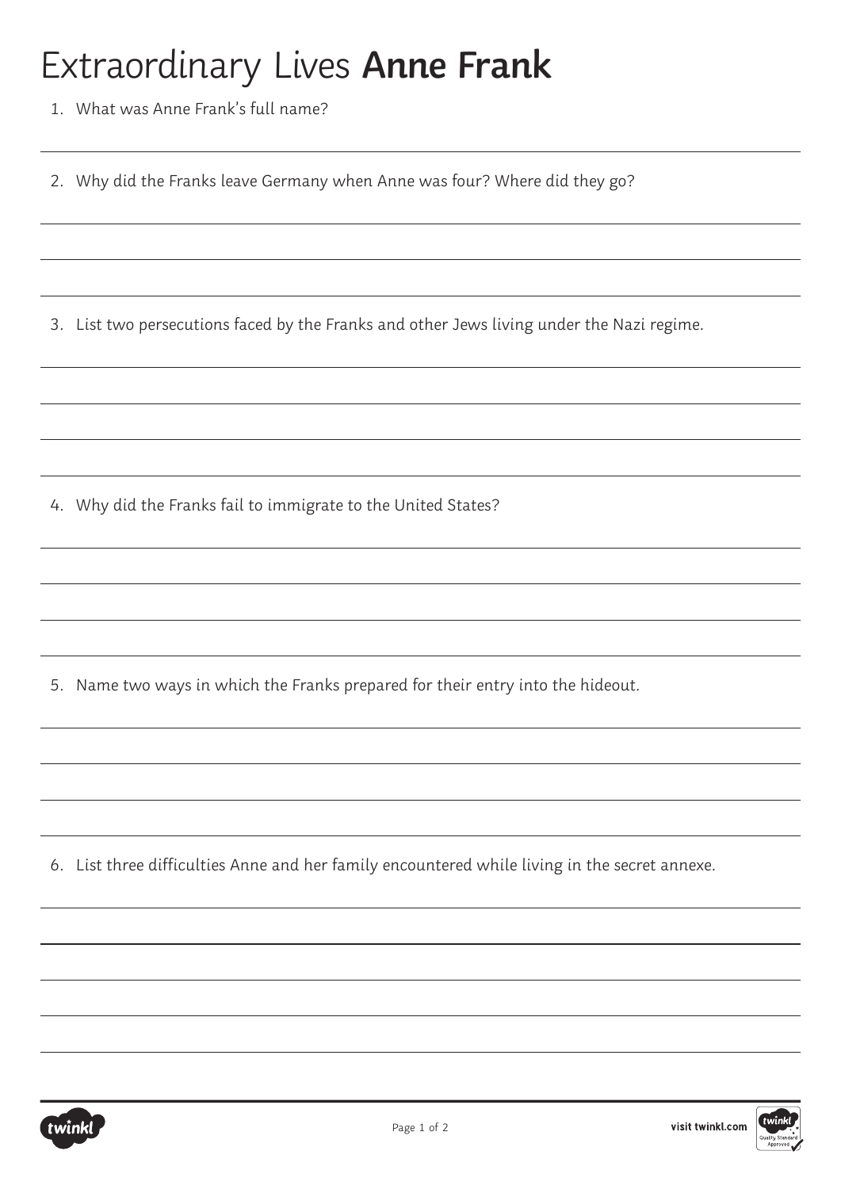# Extraordinary Lives **Anne Frank**

1. What was Anne Frank's full name?

2. Why did the Franks leave Germany when Anne was four? Where did they go?

3. List two persecutions faced by the Franks and other Jews living under the Nazi regime.

4. Why did the Franks fail to immigrate to the United States?

5. Name two ways in which the Franks prepared for their entry into the hideout.

6. List three difficulties Anne and her family encountered while living in the secret annexe.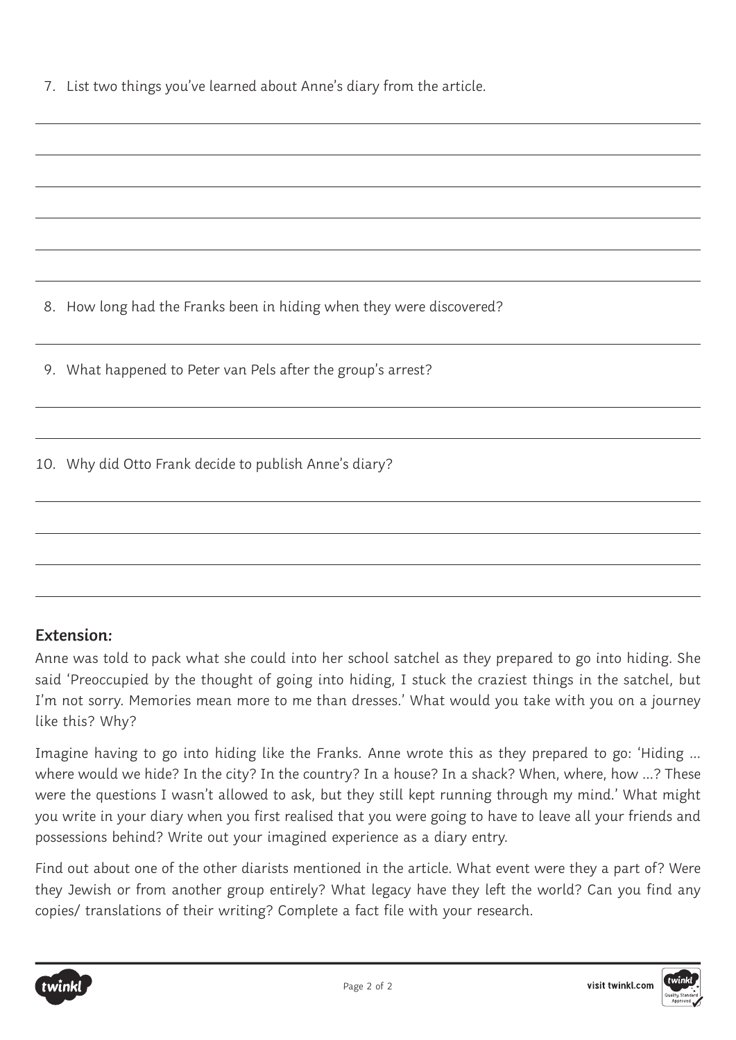7. List two things you've learned about Anne's diary from the article.

8. How long had the Franks been in hiding when they were discovered?

9. What happened to Peter van Pels after the group's arrest?

10. Why did Otto Frank decide to publish Anne's diary?

## Extension:

Anne was told to pack what she could into her school satchel as they prepared to go into hiding. She said 'Preoccupied by the thought of going into hiding, I stuck the craziest things in the satchel, but I'm not sorry. Memories mean more to me than dresses.' What would you take with you on a journey like this? Why?

Imagine having to go into hiding like the Franks. Anne wrote this as they prepared to go: 'Hiding ... where would we hide? In the city? In the country? In a house? In a shack? When, where, how ...? These were the questions I wasn't allowed to ask, but they still kept running through my mind.' What might you write in your diary when you first realised that you were going to have to leave all your friends and possessions behind? Write out your imagined experience as a diary entry.

Find out about one of the other diarists mentioned in the article. What event were they a part of? Were they Jewish or from another group entirely? What legacy have they left the world? Can you find any copies/ translations of their writing? Complete a fact file with your research.